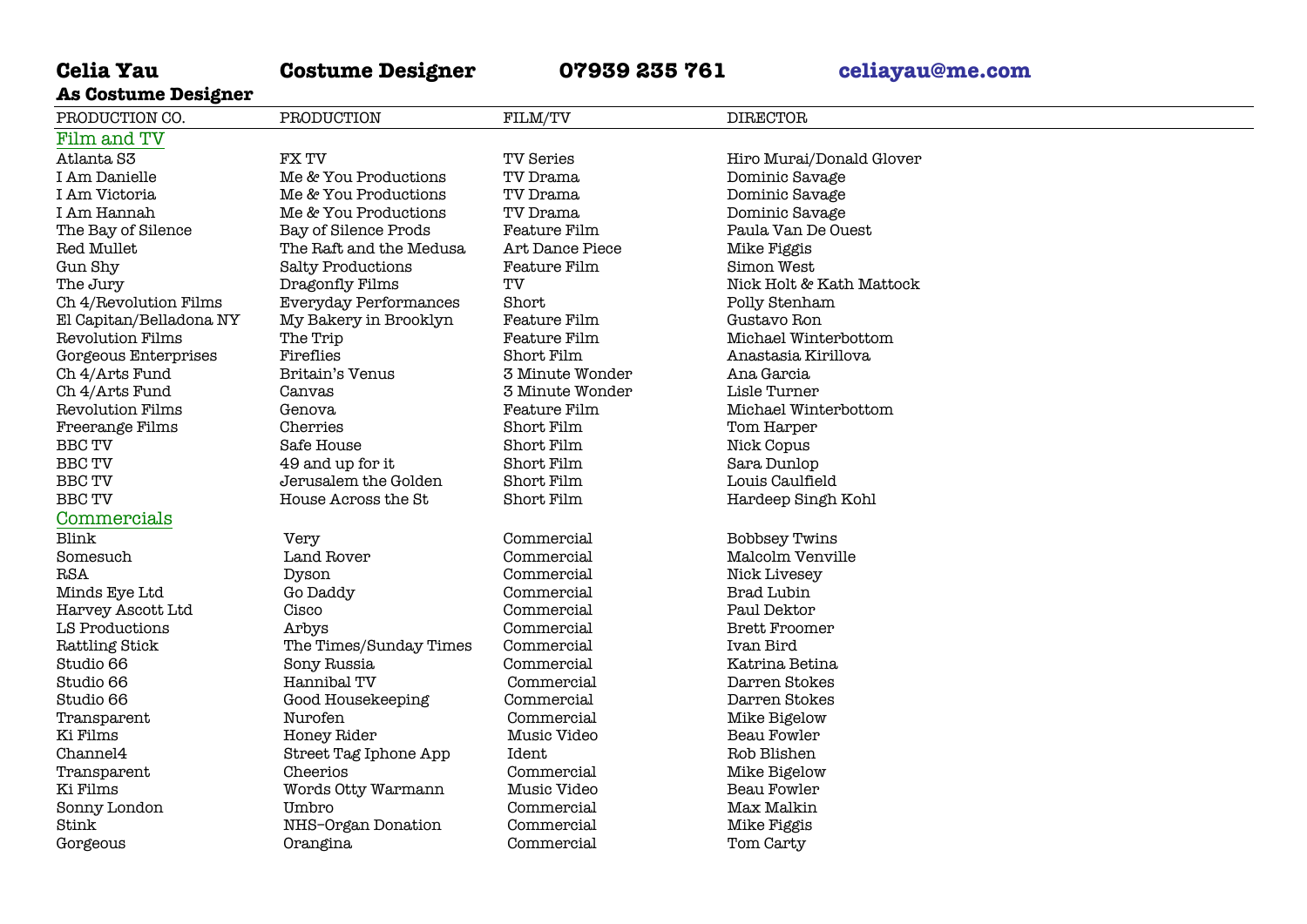**Celia Yau** **Costume Designer** **07939 235 761** **celiayau@me.com**

## As Costume Designer

| PRODUCTION CO. | PRODUCTION | FILM/TV | DIRECTOR |
|---|---|---|---|
| **Film and TV** | | | |
| Atlanta S3 | FX TV | TV Series | Hiro Murai/Donald Glover |
| I Am Danielle | Me & You Productions | TV Drama | Dominic Savage |
| I Am Victoria | Me & You Productions | TV Drama | Dominic Savage |
| I Am Hannah | Me & You Productions | TV Drama | Dominic Savage |
| The Bay of Silence | Bay of Silence Prods | Feature Film | Paula Van De Ouest |
| Red Mullet | The Raft and the Medusa | Art Dance Piece | Mike Figgis |
| Gun Shy | Salty Productions | Feature Film | Simon West |
| The Jury | Dragonfly Films | TV | Nick Holt & Kath Mattock |
| Ch 4/Revolution Films | Everyday Performances | Short | Polly Stenham |
| El Capitan/Belladona NY | My Bakery in Brooklyn | Feature Film | Gustavo Ron |
| Revolution Films | The Trip | Feature Film | Michael Winterbottom |
| Gorgeous Enterprises | Fireflies | Short Film | Anastasia Kirillova |
| Ch 4/Arts Fund | Britain's Venus | 3 Minute Wonder | Ana Garcia |
| Ch 4/Arts Fund | Canvas | 3 Minute Wonder | Lisle Turner |
| Revolution Films | Genova | Feature Film | Michael Winterbottom |
| Freerange Films | Cherries | Short Film | Tom Harper |
| BBC TV | Safe House | Short Film | Nick Copus |
| BBC TV | 49 and up for it | Short Film | Sara Dunlop |
| BBC TV | Jerusalem the Golden | Short Film | Louis Caulfield |
| BBC TV | House Across the St | Short Film | Hardeep Singh Kohl |
| **Commercials** | | | |
| Blink | Very | Commercial | Bobbsey Twins |
| Somesuch | Land Rover | Commercial | Malcolm Venville |
| RSA | Dyson | Commercial | Nick Livesey |
| Minds Eye Ltd | Go Daddy | Commercial | Brad Lubin |
| Harvey Ascott Ltd | Cisco | Commercial | Paul Dektor |
| LS Productions | Arbys | Commercial | Brett Froomer |
| Rattling Stick | The Times/Sunday Times | Commercial | Ivan Bird |
| Studio 66 | Sony Russia | Commercial | Katrina Betina |
| Studio 66 | Hannibal TV | Commercial | Darren Stokes |
| Studio 66 | Good Housekeeping | Commercial | Darren Stokes |
| Transparent | Nurofen | Commercial | Mike Bigelow |
| Ki Films | Honey Rider | Music Video | Beau Fowler |
| Channel4 | Street Tag Iphone App | Ident | Rob Blishen |
| Transparent | Cheerios | Commercial | Mike Bigelow |
| Ki Films | Words Otty Warmann | Music Video | Beau Fowler |
| Sonny London | Umbro | Commercial | Max Malkin |
| Stink | NHS-Organ Donation | Commercial | Mike Figgis |
| Gorgeous | Orangina | Commercial | Tom Carty |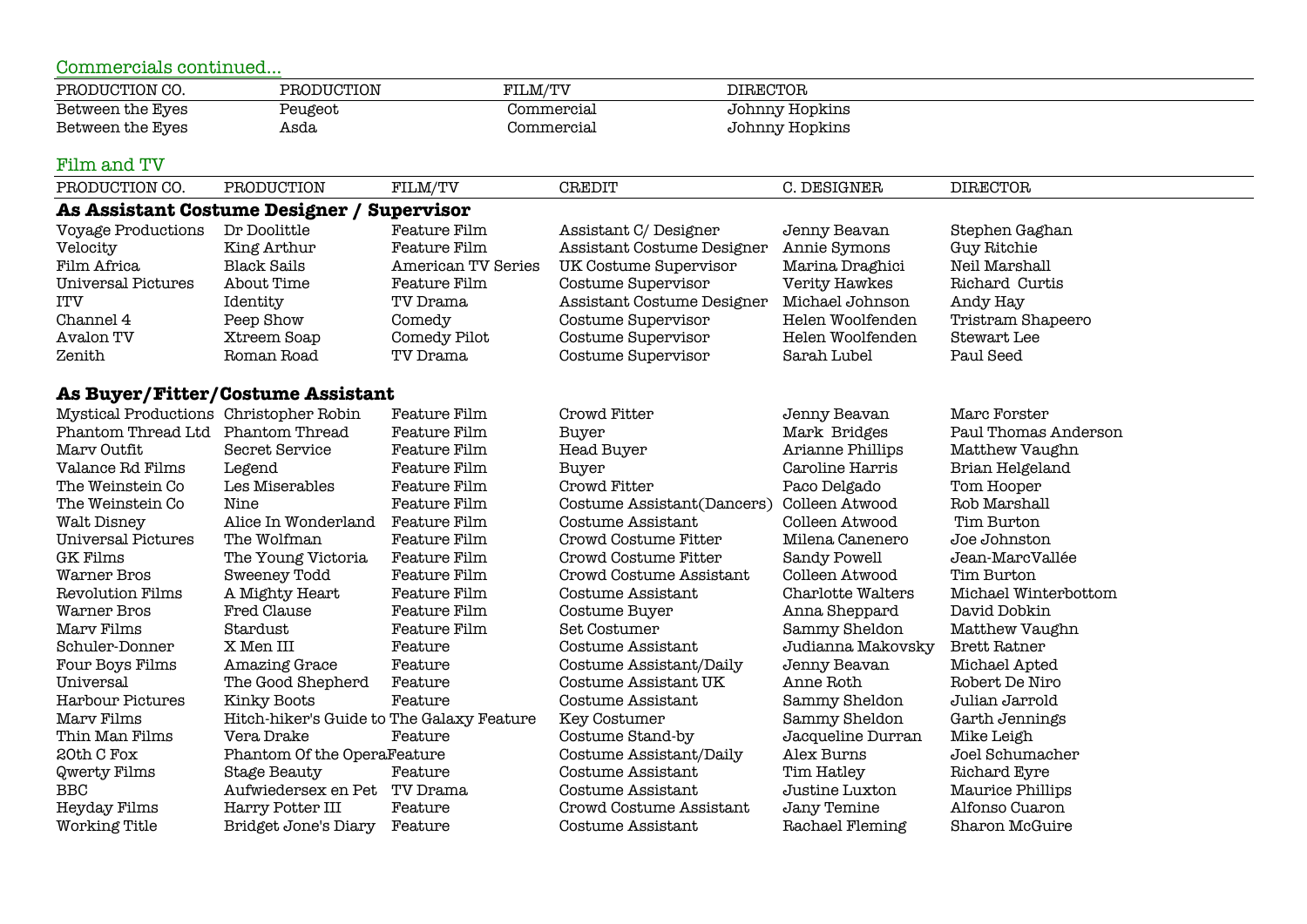## Commercials continued...

| PRODUCTION CO. | PRODUCTION | FILM/TV | DIRECTOR |
|---|---|---|---|
| Between the Eyes | Peugeot | Commercial | Johnny Hopkins |
| Between the Eyes | Asda | Commercial | Johnny Hopkins |

## Film and TV

| PRODUCTION CO. | PRODUCTION | FILM/TV | CREDIT | C. DESIGNER | DIRECTOR |
|---|---|---|---|---|---|
| **As Assistant Costume Designer / Supervisor** | | | | | |
| Voyage Productions | Dr Doolittle | Feature Film | Assistant C/ Designer | Jenny Beavan | Stephen Gaghan |
| Velocity | King Arthur | Feature Film | Assistant Costume Designer | Annie Symons | Guy Ritchie |
| Film Africa | Black Sails | American TV Series | UK Costume Supervisor | Marina Draghici | Neil Marshall |
| Universal Pictures | About Time | Feature Film | Costume Supervisor | Verity Hawkes | Richard Curtis |
| ITV | Identity | TV Drama | Assistant Costume Designer | Michael Johnson | Andy Hay |
| Channel 4 | Peep Show | Comedy | Costume Supervisor | Helen Woolfenden | Tristram Shapeero |
| Avalon TV | Xtreem Soap | Comedy Pilot | Costume Supervisor | Helen Woolfenden | Stewart Lee |
| Zenith | Roman Road | TV Drama | Costume Supervisor | Sarah Lubel | Paul Seed |
| **As Buyer/Fitter/Costume Assistant** | | | | | |
| Mystical Productions | Christopher Robin | Feature Film | Crowd Fitter | Jenny Beavan | Marc Forster |
| Phantom Thread Ltd | Phantom Thread | Feature Film | Buyer | Mark Bridges | Paul Thomas Anderson |
| Marv Outfit | Secret Service | Feature Film | Head Buyer | Arianne Phillips | Matthew Vaughn |
| Valance Rd Films | Legend | Feature Film | Buyer | Caroline Harris | Brian Helgeland |
| The Weinstein Co | Les Miserables | Feature Film | Crowd Fitter | Paco Delgado | Tom Hooper |
| The Weinstein Co | Nine | Feature Film | Costume Assistant(Dancers) | Colleen Atwood | Rob Marshall |
| Walt Disney | Alice In Wonderland | Feature Film | Costume Assistant | Colleen Atwood | Tim Burton |
| Universal Pictures | The Wolfman | Feature Film | Crowd Costume Fitter | Milena Canenero | Joe Johnston |
| GK Films | The Young Victoria | Feature Film | Crowd Costume Fitter | Sandy Powell | Jean-MarcVallée |
| Warner Bros | Sweeney Todd | Feature Film | Crowd Costume Assistant | Colleen Atwood | Tim Burton |
| Revolution Films | A Mighty Heart | Feature Film | Costume Assistant | Charlotte Walters | Michael Winterbottom |
| Warner Bros | Fred Clause | Feature Film | Costume Buyer | Anna Sheppard | David Dobkin |
| Marv Films | Stardust | Feature Film | Set Costumer | Sammy Sheldon | Matthew Vaughn |
| Schuler-Donner | X Men III | Feature | Costume Assistant | Judianna Makovsky | Brett Ratner |
| Four Boys Films | Amazing Grace | Feature | Costume Assistant/Daily | Jenny Beavan | Michael Apted |
| Universal | The Good Shepherd | Feature | Costume Assistant UK | Anne Roth | Robert De Niro |
| Harbour Pictures | Kinky Boots | Feature | Costume Assistant | Sammy Sheldon | Julian Jarrold |
| Marv Films | Hitch-hiker's Guide to The Galaxy | Feature | Key Costumer | Sammy Sheldon | Garth Jennings |
| Thin Man Films | Vera Drake | Feature | Costume Stand-by | Jacqueline Durran | Mike Leigh |
| 20th C Fox | Phantom Of the Opera | Feature | Costume Assistant/Daily | Alex Burns | Joel Schumacher |
| Qwerty Films | Stage Beauty | Feature | Costume Assistant | Tim Hatley | Richard Eyre |
| BBC | Aufwiedersex en Pet | TV Drama | Costume Assistant | Justine Luxton | Maurice Phillips |
| Heyday Films | Harry Potter III | Feature | Crowd Costume Assistant | Jany Temine | Alfonso Cuaron |
| Working Title | Bridget Jone's Diary | Feature | Costume Assistant | Rachael Fleming | Sharon McGuire |